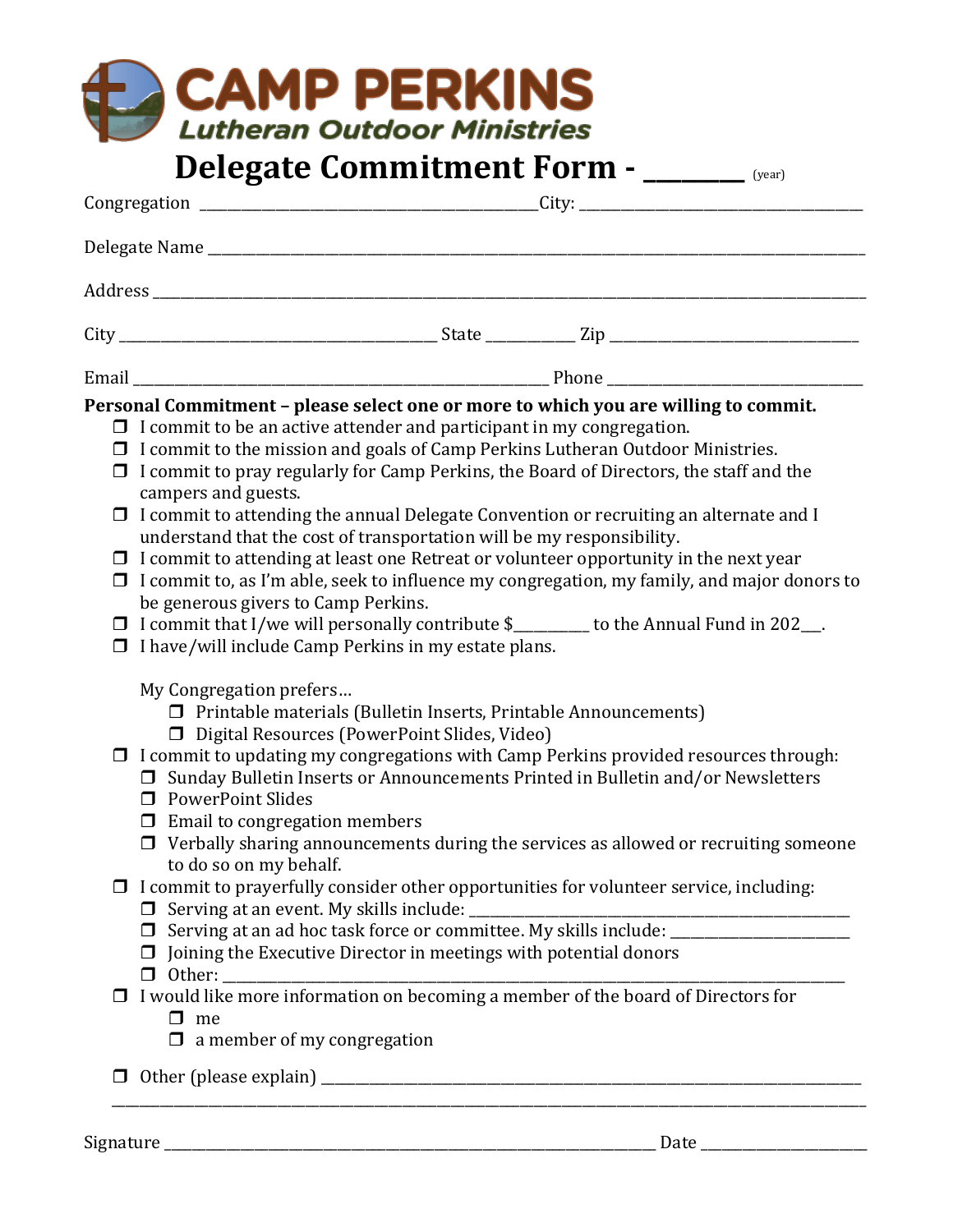# CAMP PERKINS

## Lutheran Outdoor Ministries

# Delegate Commitment Form - _______ (year)

Congregation ___________________________________________ City: ____________________________________

Delegate Name ______________________________________________________________________________

Address ____________________________________________________________________________________

City ________________________________________ State ___________ Zip _________________________________

Email ____________________________________________________ Phone _________________________________

**Personal Commitment – please select one or more to which you are willing to commit.**

- ❒ I commit to be an active attender and participant in my congregation.
- ❒ I commit to the mission and goals of Camp Perkins Lutheran Outdoor Ministries.
- ❒ I commit to pray regularly for Camp Perkins, the Board of Directors, the staff and the campers and guests.
- ❒ I commit to attending the annual Delegate Convention or recruiting an alternate and I understand that the cost of transportation will be my responsibility.
- ❒ I commit to attending at least one Retreat or volunteer opportunity in the next year
- ❒ I commit to, as I'm able, seek to influence my congregation, my family, and major donors to be generous givers to Camp Perkins.
- ❒ I commit that I/we will personally contribute $_________ to the Annual Fund in 202___.
- ❒ I have/will include Camp Perkins in my estate plans.

  My Congregation prefers…
  - ❒ Printable materials (Bulletin Inserts, Printable Announcements)
  - ❒ Digital Resources (PowerPoint Slides, Video)
- ❒ I commit to updating my congregations with Camp Perkins provided resources through:
  - ❒ Sunday Bulletin Inserts or Announcements Printed in Bulletin and/or Newsletters
  - ❒ PowerPoint Slides
  - ❒ Email to congregation members
  - ❒ Verbally sharing announcements during the services as allowed or recruiting someone to do so on my behalf.
- ❒ I commit to prayerfully consider other opportunities for volunteer service, including:
  - ❒ Serving at an event. My skills include: ___________________________________________
  - ❒ Serving at an ad hoc task force or committee. My skills include: ______________________
  - ❒ Joining the Executive Director in meetings with potential donors
  - ❒ Other: ______________________________________________________________________
- ❒ I would like more information on becoming a member of the board of Directors for
  - ❒ me
  - ❒ a member of my congregation
- ❒ Other (please explain) _____________________________________________________________

________________________________________________________________________________________

Signature ________________________________________________________ Date ____________________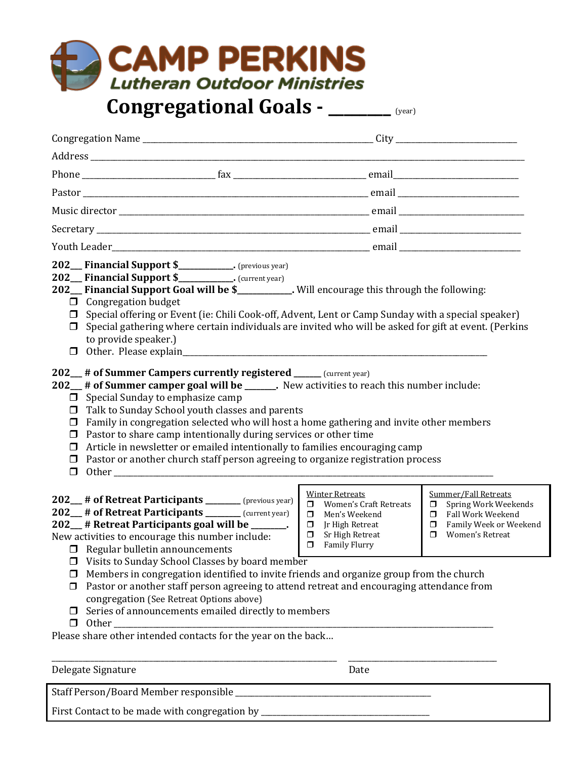# CAMP PERKINS

## Lutheran Outdoor Ministries

# Congregational Goals - ________ (year)

Congregation Name ______________________________________________ City ________________________

Address ______________________________________________________________________________________

Phone __________________________ fax __________________________ email__________________________

Pastor ________________________________________________________ email __________________________

Music director _________________________________________________ email __________________________

Secretary _____________________________________________________ email __________________________

Youth Leader___________________________________________________ email __________________________

**202__ Financial Support $___________.** (previous year)
**202__ Financial Support $___________.** (current year)
**202__ Financial Support Goal will be $___________.** Will encourage this through the following:

- ❒ Congregation budget
- ❒ Special offering or Event (ie: Chili Cook-off, Advent, Lent or Camp Sunday with a special speaker)
- ❒ Special gathering where certain individuals are invited who will be asked for gift at event. (Perkins to provide speaker.)
- ❒ Other. Please explain_______________________________________________________________

**202__ # of Summer Campers currently registered _____** (current year)
**202__ # of Summer camper goal will be ______.** New activities to reach this number include:

- ❒ Special Sunday to emphasize camp
- ❒ Talk to Sunday School youth classes and parents
- ❒ Family in congregation selected who will host a home gathering and invite other members
- ❒ Pastor to share camp intentionally during services or other time
- ❒ Article in newsletter or emailed intentionally to families encouraging camp
- ❒ Pastor or another church staff person agreeing to organize registration process
- ❒ Other ______________________________________________________________________________

**202__ # of Retreat Participants _______** (previous year)
**202__ # of Retreat Participants _______** (current year)
**202__ # Retreat Participants goal will be _______.**
New activities to encourage this number include:

| Winter Retreats | Summer/Fall Retreats |
| --- | --- |
| ❒ Women's Craft Retreats | ❒ Spring Work Weekends |
| ❒ Men's Weekend | ❒ Fall Work Weekend |
| ❒ Jr High Retreat | ❒ Family Week or Weekend |
| ❒ Sr High Retreat | ❒ Women's Retreat |
| ❒ Family Flurry | |

- ❒ Regular bulletin announcements
- ❒ Visits to Sunday School Classes by board member
- ❒ Members in congregation identified to invite friends and organize group from the church
- ❒ Pastor or another staff person agreeing to attend retreat and encouraging attendance from congregation (See Retreat Options above)
- ❒ Series of announcements emailed directly to members
- ❒ Other ______________________________________________________________________________

Please share other intended contacts for the year on the back…

____________________________________________________ ______________________________

Delegate Signature Date

Staff Person/Board Member responsible ____________________________________

First Contact to be made with congregation by ________________________________